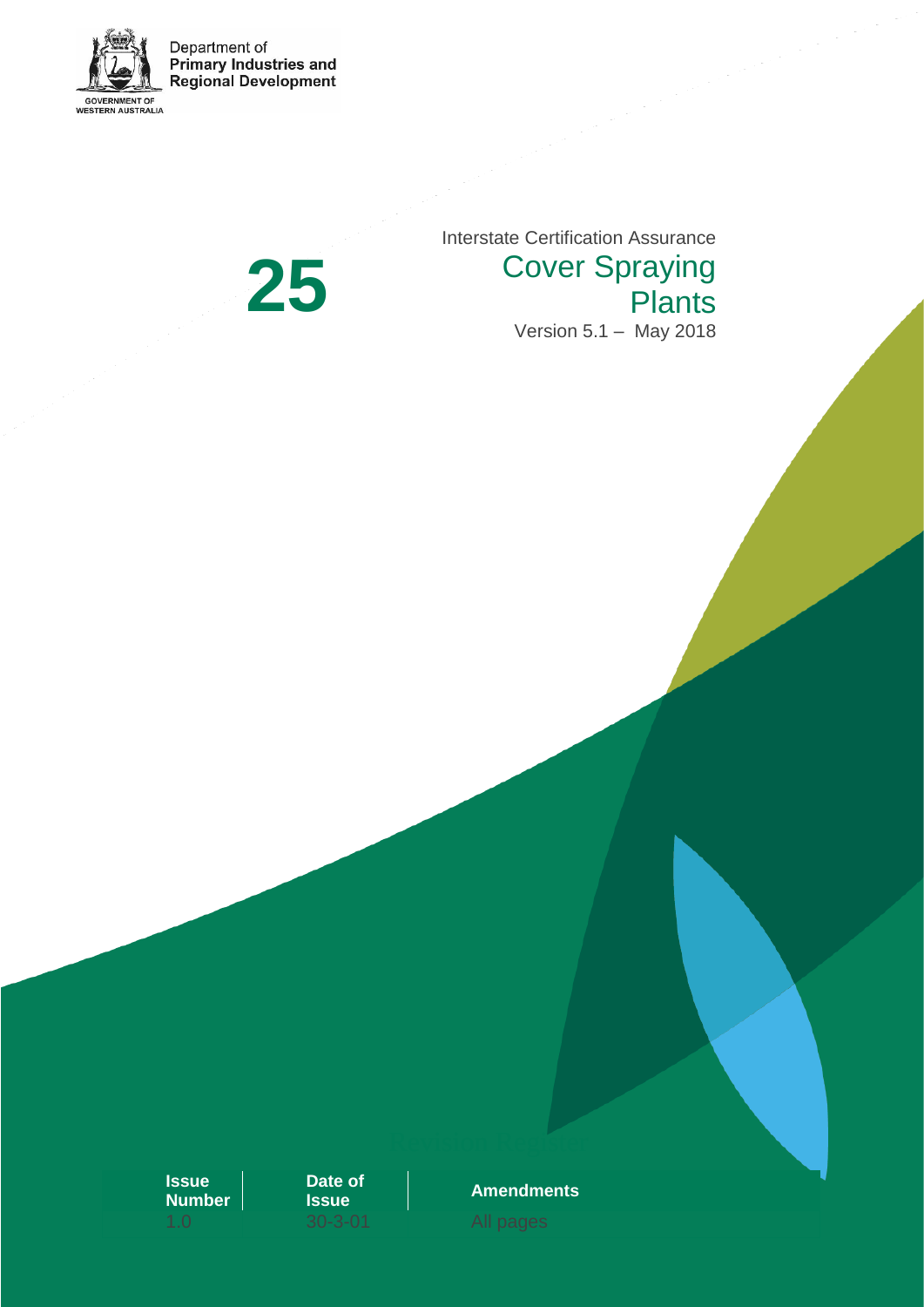Department of
**Primary Industries and**
**Regional Development**

GOVERNMENT OF
WESTERN AUSTRALIA

# 25

Interstate Certification Assurance

## Cover Spraying Plants

Version 5.1 – May 2018

| Issue Number | Date of Issue | Amendments |
|---|---|---|
| 1.0 | 30-3-01 | All pages |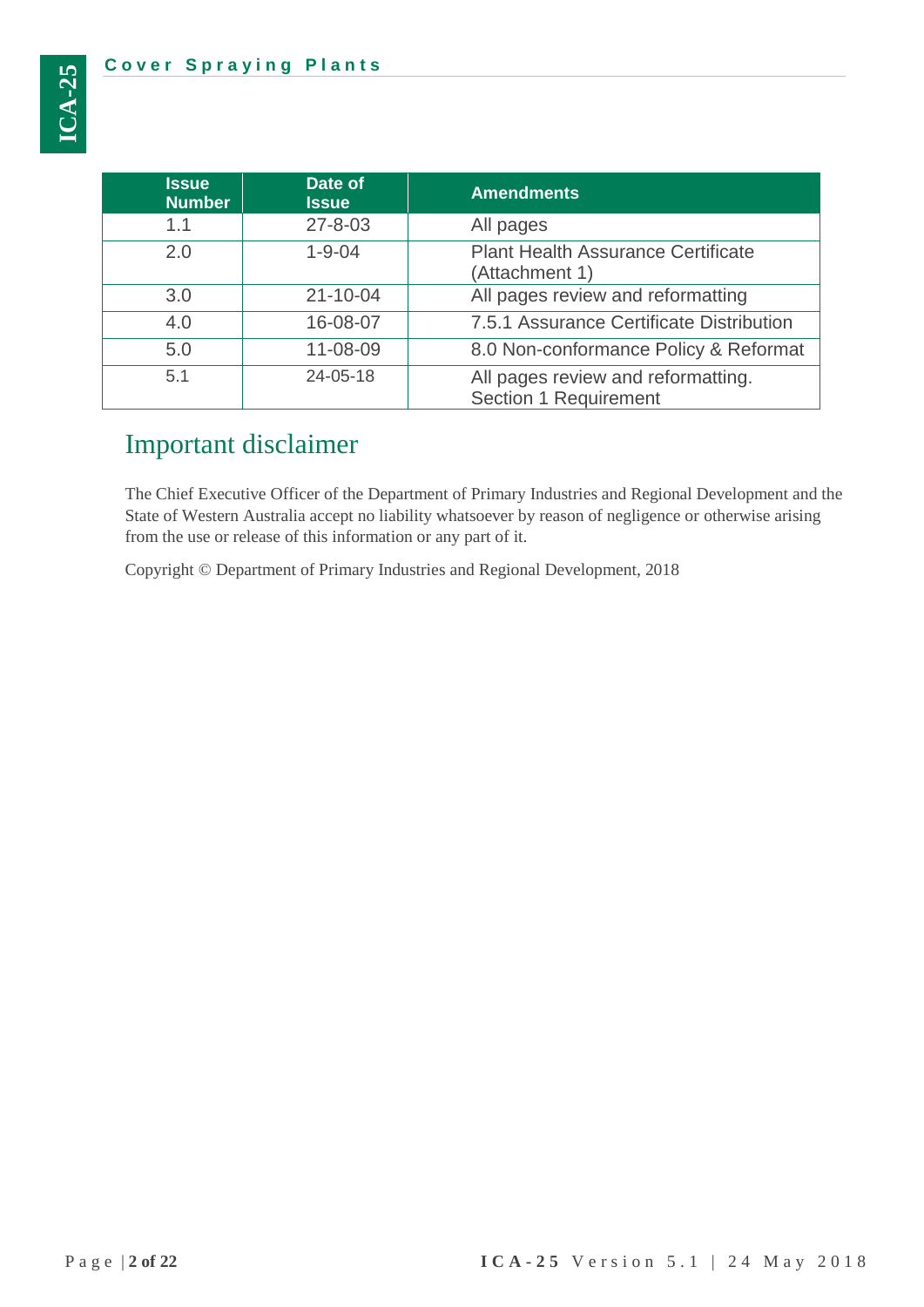| Issue Number | Date of Issue | Amendments |
| --- | --- | --- |
| 1.1 | 27-8-03 | All pages |
| 2.0 | 1-9-04 | Plant Health Assurance Certificate (Attachment 1) |
| 3.0 | 21-10-04 | All pages review and reformatting |
| 4.0 | 16-08-07 | 7.5.1 Assurance Certificate Distribution |
| 5.0 | 11-08-09 | 8.0 Non-conformance Policy & Reformat |
| 5.1 | 24-05-18 | All pages review and reformatting. Section 1 Requirement |

# Important disclaimer

The Chief Executive Officer of the Department of Primary Industries and Regional Development and the State of Western Australia accept no liability whatsoever by reason of negligence or otherwise arising from the use or release of this information or any part of it.

Copyright © Department of Primary Industries and Regional Development, 2018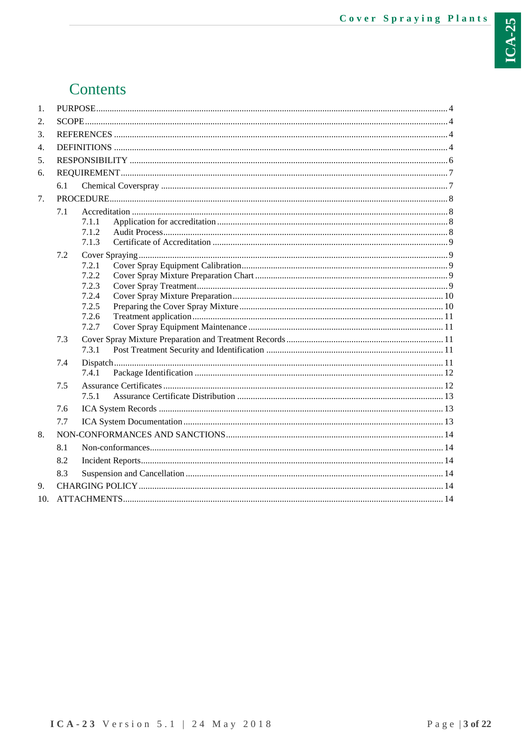# Contents

1. PURPOSE .......... 4
2. SCOPE .......... 4
3. REFERENCES .......... 4
4. DEFINITIONS .......... 4
5. RESPONSIBILITY .......... 6
6. REQUIREMENT .......... 7
   - 6.1 Chemical Coverspray .......... 7
7. PROCEDURE .......... 8
   - 7.1 Accreditation .......... 8
     - 7.1.1 Application for accreditation .......... 8
     - 7.1.2 Audit Process .......... 8
     - 7.1.3 Certificate of Accreditation .......... 9
   - 7.2 Cover Spraying .......... 9
     - 7.2.1 Cover Spray Equipment Calibration .......... 9
     - 7.2.2 Cover Spray Mixture Preparation Chart .......... 9
     - 7.2.3 Cover Spray Treatment .......... 9
     - 7.2.4 Cover Spray Mixture Preparation .......... 10
     - 7.2.5 Preparing the Cover Spray Mixture .......... 10
     - 7.2.6 Treatment application .......... 11
     - 7.2.7 Cover Spray Equipment Maintenance .......... 11
   - 7.3 Cover Spray Mixture Preparation and Treatment Records .......... 11
     - 7.3.1 Post Treatment Security and Identification .......... 11
   - 7.4 Dispatch .......... 11
     - 7.4.1 Package Identification .......... 12
   - 7.5 Assurance Certificates .......... 12
     - 7.5.1 Assurance Certificate Distribution .......... 13
   - 7.6 ICA System Records .......... 13
   - 7.7 ICA System Documentation .......... 13
8. NON-CONFORMANCES AND SANCTIONS .......... 14
   - 8.1 Non-conformances .......... 14
   - 8.2 Incident Reports .......... 14
   - 8.3 Suspension and Cancellation .......... 14
9. CHARGING POLICY .......... 14
10. ATTACHMENTS .......... 14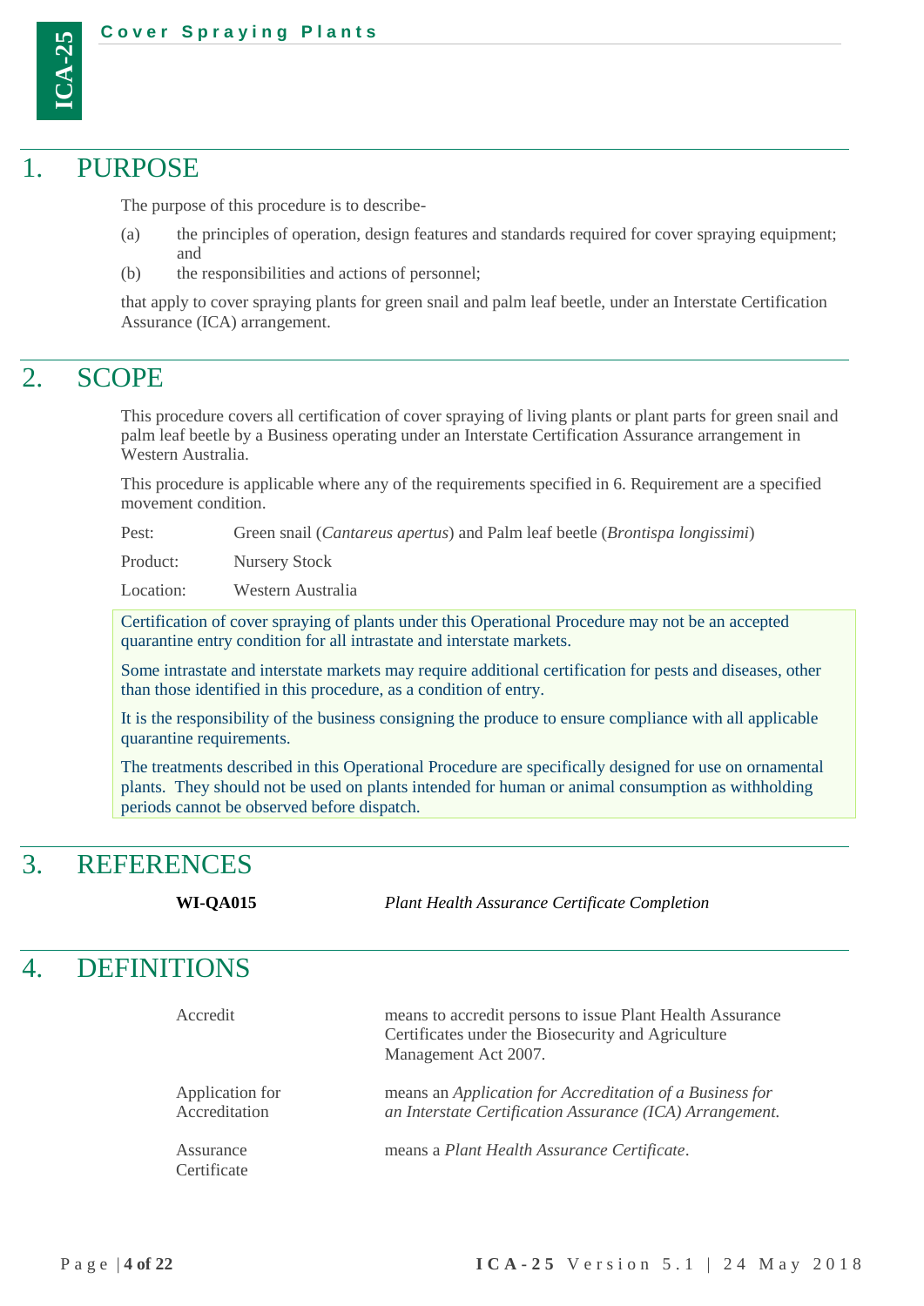## 1. PURPOSE

The purpose of this procedure is to describe-

(a) the principles of operation, design features and standards required for cover spraying equipment; and

(b) the responsibilities and actions of personnel;

that apply to cover spraying plants for green snail and palm leaf beetle, under an Interstate Certification Assurance (ICA) arrangement.

## 2. SCOPE

This procedure covers all certification of cover spraying of living plants or plant parts for green snail and palm leaf beetle by a Business operating under an Interstate Certification Assurance arrangement in Western Australia.

This procedure is applicable where any of the requirements specified in 6. Requirement are a specified movement condition.

Pest: Green snail (*Cantareus apertus*) and Palm leaf beetle (*Brontispa longissimi*)

Product: Nursery Stock

Location: Western Australia

Certification of cover spraying of plants under this Operational Procedure may not be an accepted quarantine entry condition for all intrastate and interstate markets.

Some intrastate and interstate markets may require additional certification for pests and diseases, other than those identified in this procedure, as a condition of entry.

It is the responsibility of the business consigning the produce to ensure compliance with all applicable quarantine requirements.

The treatments described in this Operational Procedure are specifically designed for use on ornamental plants. They should not be used on plants intended for human or animal consumption as withholding periods cannot be observed before dispatch.

## 3. REFERENCES

| | |
|---|---|
| **WI-QA015** | *Plant Health Assurance Certificate Completion* |

## 4. DEFINITIONS

| | |
|---|---|
| Accredit | means to accredit persons to issue Plant Health Assurance Certificates under the Biosecurity and Agriculture Management Act 2007. |
| Application for Accreditation | means an *Application for Accreditation of a Business for an Interstate Certification Assurance (ICA) Arrangement.* |
| Assurance Certificate | means a *Plant Health Assurance Certificate*. |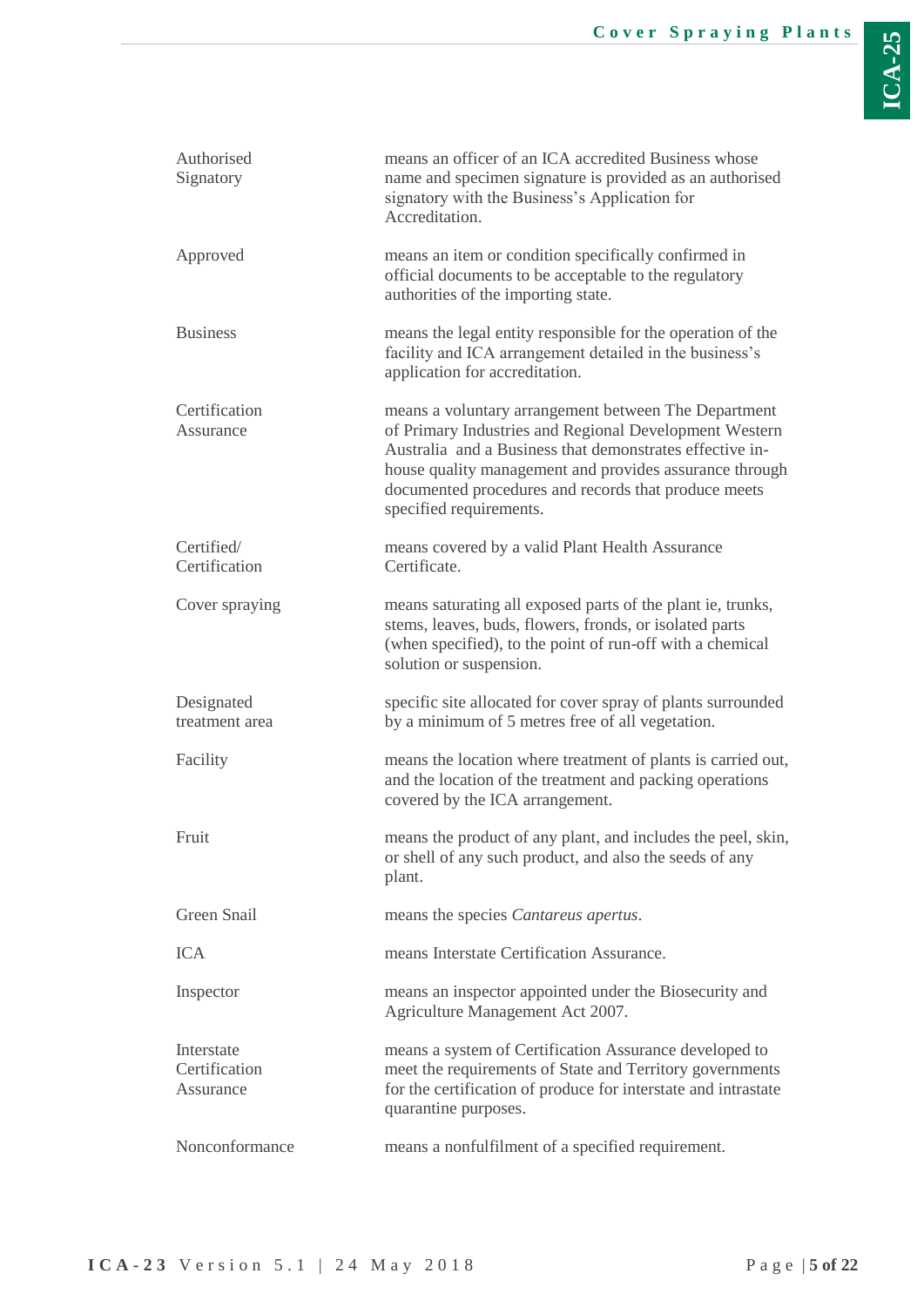| | |
|---|---|
| Authorised Signatory | means an officer of an ICA accredited Business whose name and specimen signature is provided as an authorised signatory with the Business's Application for Accreditation. |
| Approved | means an item or condition specifically confirmed in official documents to be acceptable to the regulatory authorities of the importing state. |
| Business | means the legal entity responsible for the operation of the facility and ICA arrangement detailed in the business's application for accreditation. |
| Certification Assurance | means a voluntary arrangement between The Department of Primary Industries and Regional Development Western Australia and a Business that demonstrates effective in-house quality management and provides assurance through documented procedures and records that produce meets specified requirements. |
| Certified/ Certification | means covered by a valid Plant Health Assurance Certificate. |
| Cover spraying | means saturating all exposed parts of the plant ie, trunks, stems, leaves, buds, flowers, fronds, or isolated parts (when specified), to the point of run-off with a chemical solution or suspension. |
| Designated treatment area | specific site allocated for cover spray of plants surrounded by a minimum of 5 metres free of all vegetation. |
| Facility | means the location where treatment of plants is carried out, and the location of the treatment and packing operations covered by the ICA arrangement. |
| Fruit | means the product of any plant, and includes the peel, skin, or shell of any such product, and also the seeds of any plant. |
| Green Snail | means the species *Cantareus apertus*. |
| ICA | means Interstate Certification Assurance. |
| Inspector | means an inspector appointed under the Biosecurity and Agriculture Management Act 2007. |
| Interstate Certification Assurance | means a system of Certification Assurance developed to meet the requirements of State and Territory governments for the certification of produce for interstate and intrastate quarantine purposes. |
| Nonconformance | means a nonfulfilment of a specified requirement. |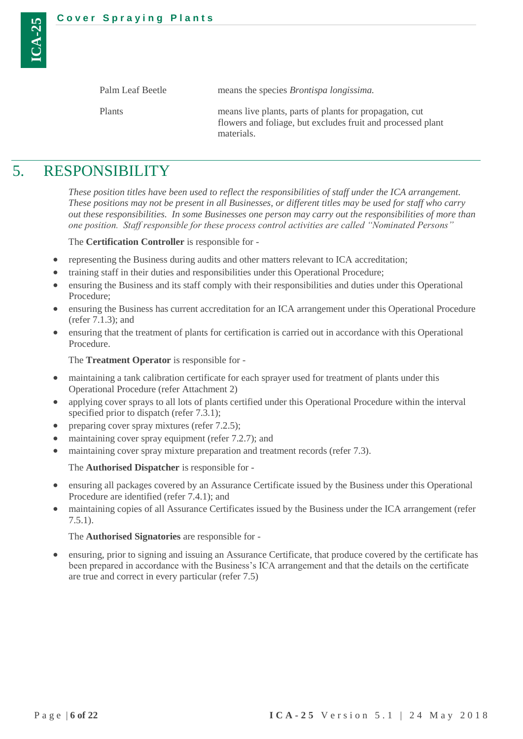| | |
|---|---|
| Palm Leaf Beetle | means the species *Brontispa longissima.* |
| Plants | means live plants, parts of plants for propagation, cut flowers and foliage, but excludes fruit and processed plant materials. |

# 5. RESPONSIBILITY

*These position titles have been used to reflect the responsibilities of staff under the ICA arrangement. These positions may not be present in all Businesses, or different titles may be used for staff who carry out these responsibilities. In some Businesses one person may carry out the responsibilities of more than one position. Staff responsible for these process control activities are called "Nominated Persons"*

The **Certification Controller** is responsible for -

- representing the Business during audits and other matters relevant to ICA accreditation;
- training staff in their duties and responsibilities under this Operational Procedure;
- ensuring the Business and its staff comply with their responsibilities and duties under this Operational Procedure;
- ensuring the Business has current accreditation for an ICA arrangement under this Operational Procedure (refer 7.1.3); and
- ensuring that the treatment of plants for certification is carried out in accordance with this Operational Procedure.

The **Treatment Operator** is responsible for -

- maintaining a tank calibration certificate for each sprayer used for treatment of plants under this Operational Procedure (refer Attachment 2)
- applying cover sprays to all lots of plants certified under this Operational Procedure within the interval specified prior to dispatch (refer 7.3.1);
- preparing cover spray mixtures (refer 7.2.5);
- maintaining cover spray equipment (refer 7.2.7); and
- maintaining cover spray mixture preparation and treatment records (refer 7.3).

The **Authorised Dispatcher** is responsible for -

- ensuring all packages covered by an Assurance Certificate issued by the Business under this Operational Procedure are identified (refer 7.4.1); and
- maintaining copies of all Assurance Certificates issued by the Business under the ICA arrangement (refer 7.5.1).

The **Authorised Signatories** are responsible for -

- ensuring, prior to signing and issuing an Assurance Certificate, that produce covered by the certificate has been prepared in accordance with the Business's ICA arrangement and that the details on the certificate are true and correct in every particular (refer 7.5)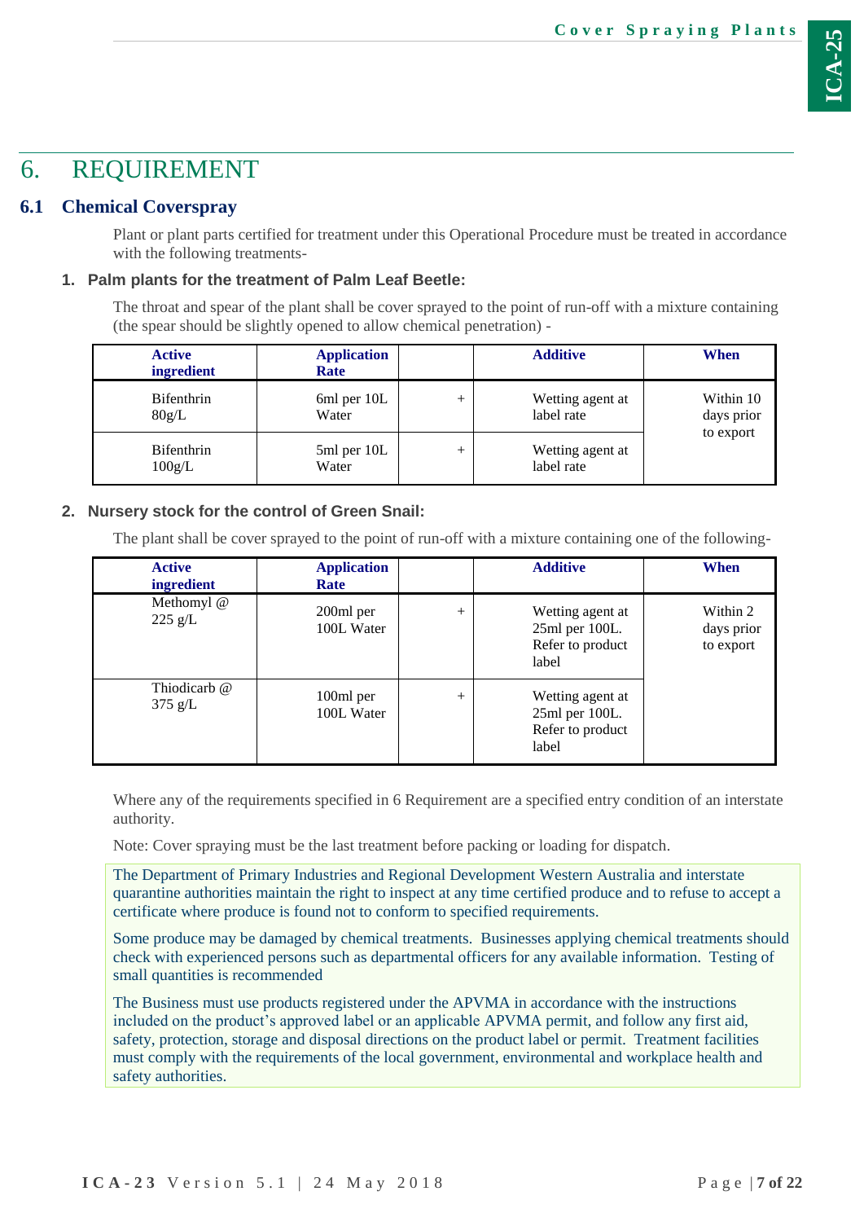# 6. REQUIREMENT

## 6.1 Chemical Coverspray

Plant or plant parts certified for treatment under this Operational Procedure must be treated in accordance with the following treatments-

### 1. Palm plants for the treatment of Palm Leaf Beetle:

The throat and spear of the plant shall be cover sprayed to the point of run-off with a mixture containing (the spear should be slightly opened to allow chemical penetration) -

| Active ingredient | Application Rate | | Additive | When |
|---|---|---|---|---|
| Bifenthrin 80g/L | 6ml per 10L Water | + | Wetting agent at label rate | Within 10 days prior to export |
| Bifenthrin 100g/L | 5ml per 10L Water | + | Wetting agent at label rate | |

### 2. Nursery stock for the control of Green Snail:

The plant shall be cover sprayed to the point of run-off with a mixture containing one of the following-

| Active ingredient | Application Rate | | Additive | When |
|---|---|---|---|---|
| Methomyl @ 225 g/L | 200ml per 100L Water | + | Wetting agent at 25ml per 100L. Refer to product label | Within 2 days prior to export |
| Thiodicarb @ 375 g/L | 100ml per 100L Water | + | Wetting agent at 25ml per 100L. Refer to product label | |

Where any of the requirements specified in 6 Requirement are a specified entry condition of an interstate authority.

Note: Cover spraying must be the last treatment before packing or loading for dispatch.

The Department of Primary Industries and Regional Development Western Australia and interstate quarantine authorities maintain the right to inspect at any time certified produce and to refuse to accept a certificate where produce is found not to conform to specified requirements.

Some produce may be damaged by chemical treatments. Businesses applying chemical treatments should check with experienced persons such as departmental officers for any available information. Testing of small quantities is recommended

The Business must use products registered under the APVMA in accordance with the instructions included on the product's approved label or an applicable APVMA permit, and follow any first aid, safety, protection, storage and disposal directions on the product label or permit. Treatment facilities must comply with the requirements of the local government, environmental and workplace health and safety authorities.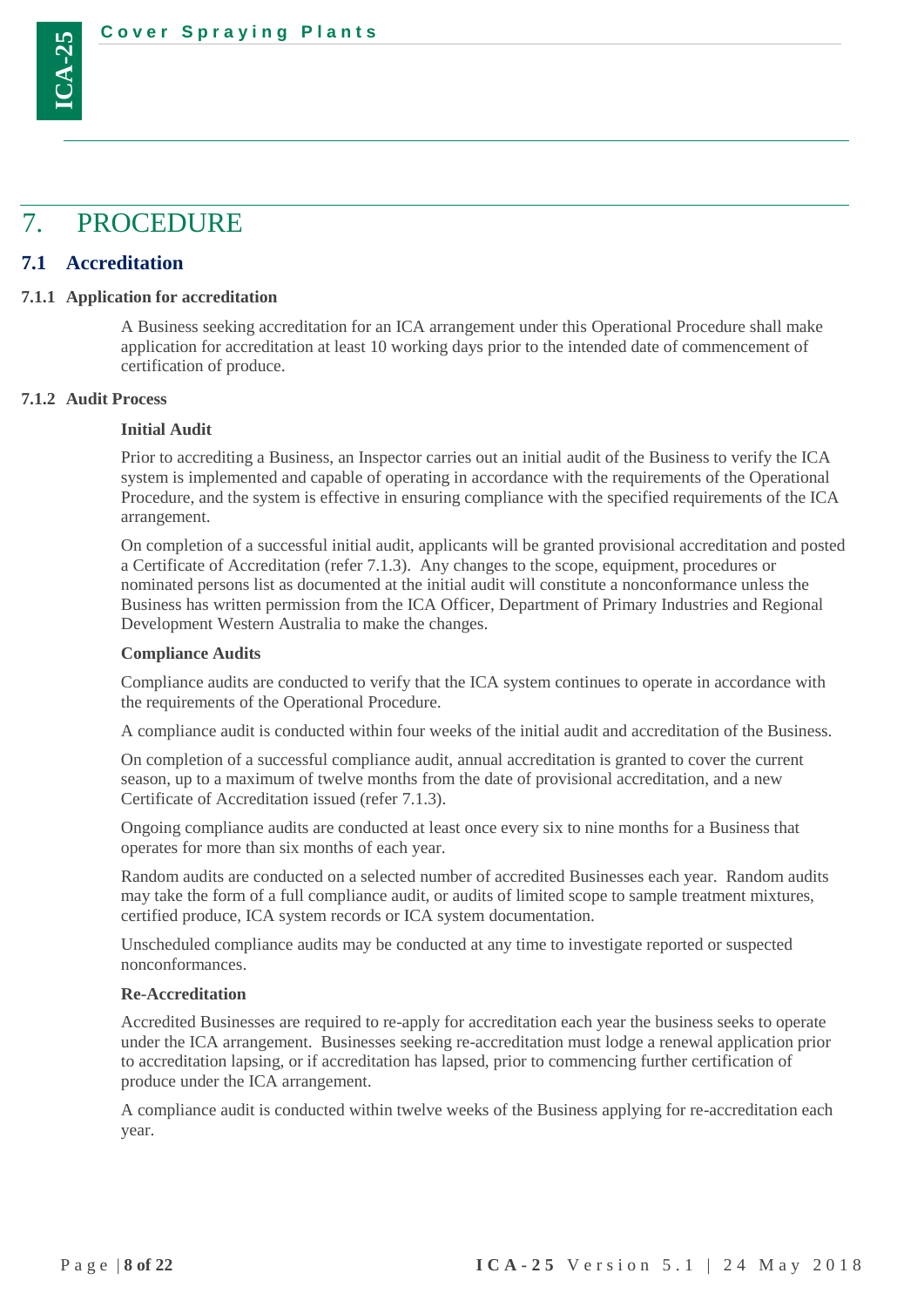# 7. PROCEDURE

## 7.1 Accreditation

### 7.1.1 Application for accreditation

A Business seeking accreditation for an ICA arrangement under this Operational Procedure shall make application for accreditation at least 10 working days prior to the intended date of commencement of certification of produce.

### 7.1.2 Audit Process

**Initial Audit**

Prior to accrediting a Business, an Inspector carries out an initial audit of the Business to verify the ICA system is implemented and capable of operating in accordance with the requirements of the Operational Procedure, and the system is effective in ensuring compliance with the specified requirements of the ICA arrangement.

On completion of a successful initial audit, applicants will be granted provisional accreditation and posted a Certificate of Accreditation (refer 7.1.3). Any changes to the scope, equipment, procedures or nominated persons list as documented at the initial audit will constitute a nonconformance unless the Business has written permission from the ICA Officer, Department of Primary Industries and Regional Development Western Australia to make the changes.

**Compliance Audits**

Compliance audits are conducted to verify that the ICA system continues to operate in accordance with the requirements of the Operational Procedure.

A compliance audit is conducted within four weeks of the initial audit and accreditation of the Business.

On completion of a successful compliance audit, annual accreditation is granted to cover the current season, up to a maximum of twelve months from the date of provisional accreditation, and a new Certificate of Accreditation issued (refer 7.1.3).

Ongoing compliance audits are conducted at least once every six to nine months for a Business that operates for more than six months of each year.

Random audits are conducted on a selected number of accredited Businesses each year. Random audits may take the form of a full compliance audit, or audits of limited scope to sample treatment mixtures, certified produce, ICA system records or ICA system documentation.

Unscheduled compliance audits may be conducted at any time to investigate reported or suspected nonconformances.

**Re-Accreditation**

Accredited Businesses are required to re-apply for accreditation each year the business seeks to operate under the ICA arrangement. Businesses seeking re-accreditation must lodge a renewal application prior to accreditation lapsing, or if accreditation has lapsed, prior to commencing further certification of produce under the ICA arrangement.

A compliance audit is conducted within twelve weeks of the Business applying for re-accreditation each year.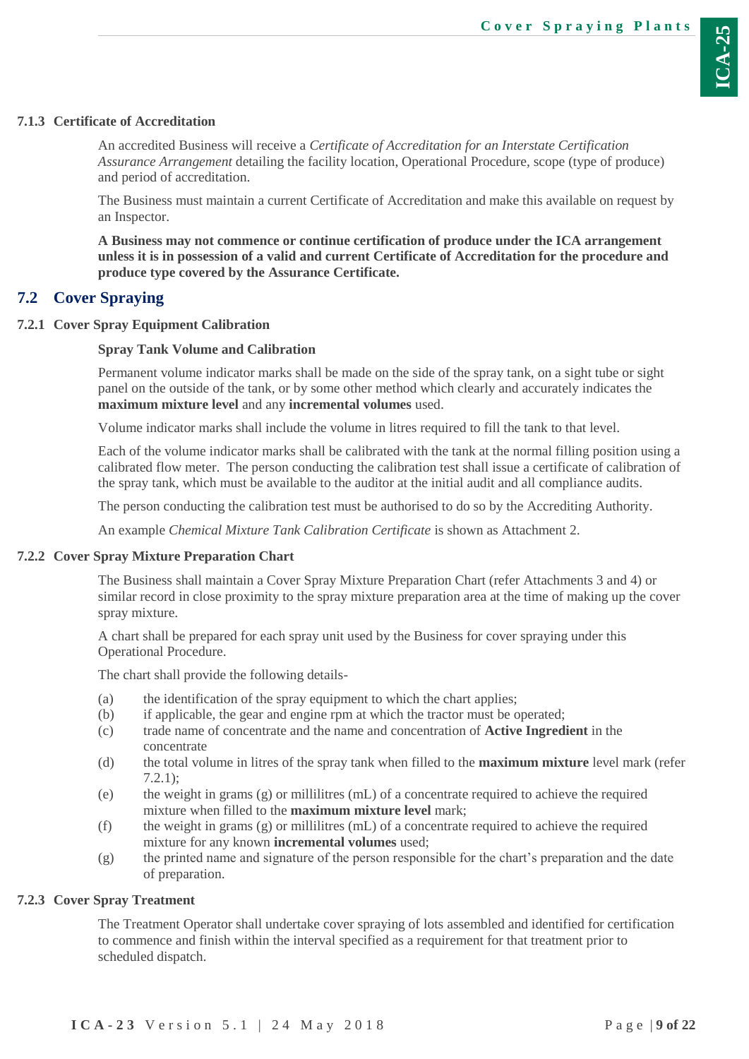#### 7.1.3 Certificate of Accreditation

An accredited Business will receive a *Certificate of Accreditation for an Interstate Certification Assurance Arrangement* detailing the facility location, Operational Procedure, scope (type of produce) and period of accreditation.

The Business must maintain a current Certificate of Accreditation and make this available on request by an Inspector.

**A Business may not commence or continue certification of produce under the ICA arrangement unless it is in possession of a valid and current Certificate of Accreditation for the procedure and produce type covered by the Assurance Certificate.**

## 7.2 Cover Spraying

#### 7.2.1 Cover Spray Equipment Calibration

**Spray Tank Volume and Calibration**

Permanent volume indicator marks shall be made on the side of the spray tank, on a sight tube or sight panel on the outside of the tank, or by some other method which clearly and accurately indicates the **maximum mixture level** and any **incremental volumes** used.

Volume indicator marks shall include the volume in litres required to fill the tank to that level.

Each of the volume indicator marks shall be calibrated with the tank at the normal filling position using a calibrated flow meter. The person conducting the calibration test shall issue a certificate of calibration of the spray tank, which must be available to the auditor at the initial audit and all compliance audits.

The person conducting the calibration test must be authorised to do so by the Accrediting Authority.

An example *Chemical Mixture Tank Calibration Certificate* is shown as Attachment 2.

#### 7.2.2 Cover Spray Mixture Preparation Chart

The Business shall maintain a Cover Spray Mixture Preparation Chart (refer Attachments 3 and 4) or similar record in close proximity to the spray mixture preparation area at the time of making up the cover spray mixture.

A chart shall be prepared for each spray unit used by the Business for cover spraying under this Operational Procedure.

The chart shall provide the following details-

(a) the identification of the spray equipment to which the chart applies;
(b) if applicable, the gear and engine rpm at which the tractor must be operated;
(c) trade name of concentrate and the name and concentration of **Active Ingredient** in the concentrate
(d) the total volume in litres of the spray tank when filled to the **maximum mixture** level mark (refer 7.2.1);
(e) the weight in grams (g) or millilitres (mL) of a concentrate required to achieve the required mixture when filled to the **maximum mixture level** mark;
(f) the weight in grams (g) or millilitres (mL) of a concentrate required to achieve the required mixture for any known **incremental volumes** used;
(g) the printed name and signature of the person responsible for the chart's preparation and the date of preparation.

#### 7.2.3 Cover Spray Treatment

The Treatment Operator shall undertake cover spraying of lots assembled and identified for certification to commence and finish within the interval specified as a requirement for that treatment prior to scheduled dispatch.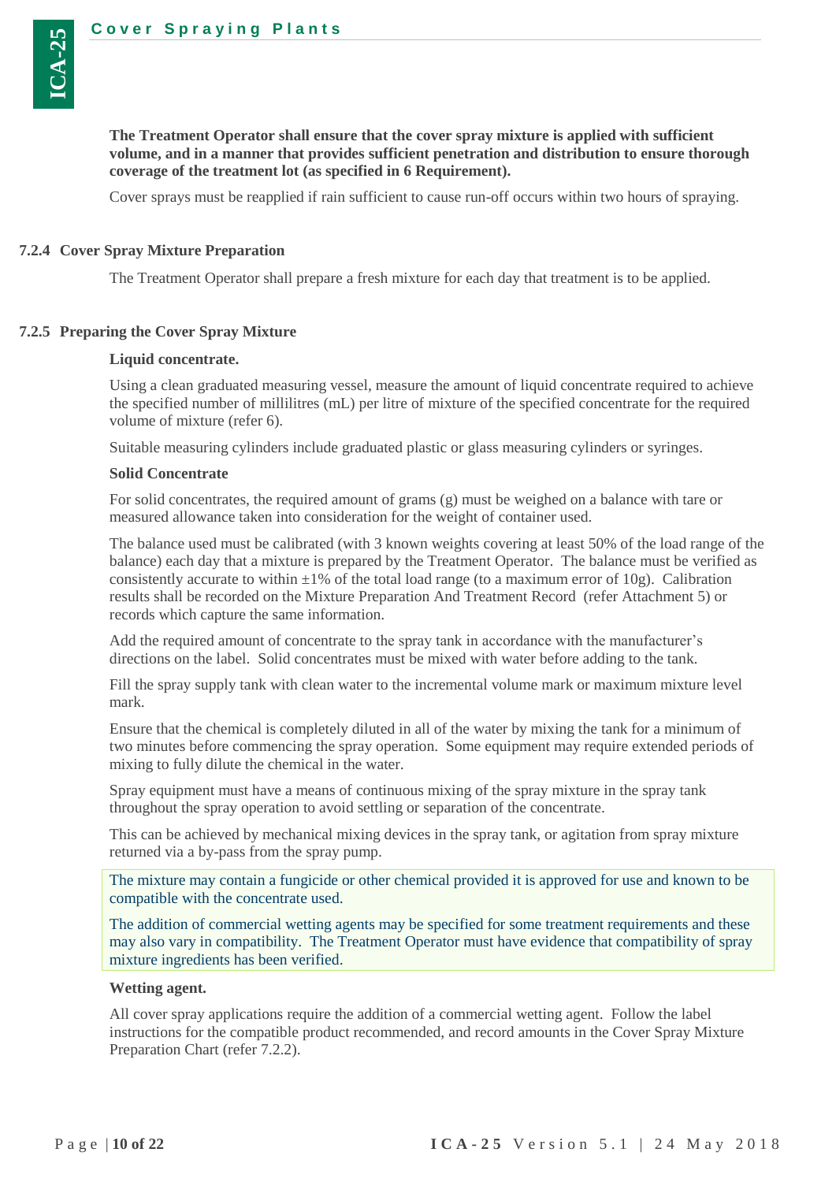**The Treatment Operator shall ensure that the cover spray mixture is applied with sufficient volume, and in a manner that provides sufficient penetration and distribution to ensure thorough coverage of the treatment lot (as specified in 6 Requirement).**

Cover sprays must be reapplied if rain sufficient to cause run-off occurs within two hours of spraying.

### 7.2.4 Cover Spray Mixture Preparation

The Treatment Operator shall prepare a fresh mixture for each day that treatment is to be applied.

### 7.2.5 Preparing the Cover Spray Mixture

**Liquid concentrate.**

Using a clean graduated measuring vessel, measure the amount of liquid concentrate required to achieve the specified number of millilitres (mL) per litre of mixture of the specified concentrate for the required volume of mixture (refer 6).

Suitable measuring cylinders include graduated plastic or glass measuring cylinders or syringes.

**Solid Concentrate**

For solid concentrates, the required amount of grams (g) must be weighed on a balance with tare or measured allowance taken into consideration for the weight of container used.

The balance used must be calibrated (with 3 known weights covering at least 50% of the load range of the balance) each day that a mixture is prepared by the Treatment Operator. The balance must be verified as consistently accurate to within ±1% of the total load range (to a maximum error of 10g). Calibration results shall be recorded on the Mixture Preparation And Treatment Record (refer Attachment 5) or records which capture the same information.

Add the required amount of concentrate to the spray tank in accordance with the manufacturer's directions on the label. Solid concentrates must be mixed with water before adding to the tank.

Fill the spray supply tank with clean water to the incremental volume mark or maximum mixture level mark.

Ensure that the chemical is completely diluted in all of the water by mixing the tank for a minimum of two minutes before commencing the spray operation. Some equipment may require extended periods of mixing to fully dilute the chemical in the water.

Spray equipment must have a means of continuous mixing of the spray mixture in the spray tank throughout the spray operation to avoid settling or separation of the concentrate.

This can be achieved by mechanical mixing devices in the spray tank, or agitation from spray mixture returned via a by-pass from the spray pump.

> The mixture may contain a fungicide or other chemical provided it is approved for use and known to be compatible with the concentrate used.
>
> The addition of commercial wetting agents may be specified for some treatment requirements and these may also vary in compatibility. The Treatment Operator must have evidence that compatibility of spray mixture ingredients has been verified.

**Wetting agent.**

All cover spray applications require the addition of a commercial wetting agent. Follow the label instructions for the compatible product recommended, and record amounts in the Cover Spray Mixture Preparation Chart (refer 7.2.2).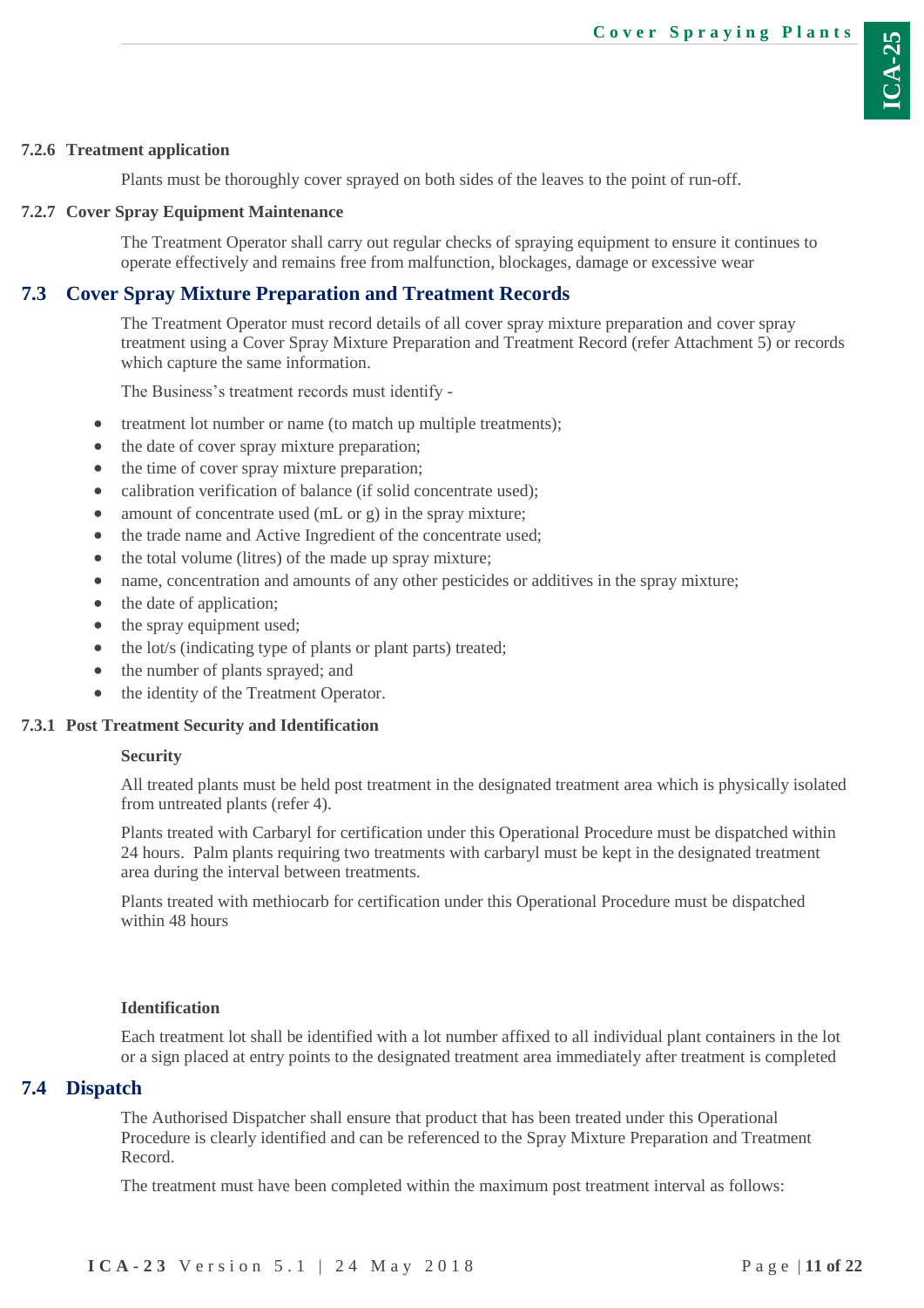#### 7.2.6 Treatment application

Plants must be thoroughly cover sprayed on both sides of the leaves to the point of run-off.

#### 7.2.7 Cover Spray Equipment Maintenance

The Treatment Operator shall carry out regular checks of spraying equipment to ensure it continues to operate effectively and remains free from malfunction, blockages, damage or excessive wear

## 7.3 Cover Spray Mixture Preparation and Treatment Records

The Treatment Operator must record details of all cover spray mixture preparation and cover spray treatment using a Cover Spray Mixture Preparation and Treatment Record (refer Attachment 5) or records which capture the same information.

The Business's treatment records must identify -

- treatment lot number or name (to match up multiple treatments);
- the date of cover spray mixture preparation;
- the time of cover spray mixture preparation;
- calibration verification of balance (if solid concentrate used);
- amount of concentrate used (mL or g) in the spray mixture;
- the trade name and Active Ingredient of the concentrate used;
- the total volume (litres) of the made up spray mixture;
- name, concentration and amounts of any other pesticides or additives in the spray mixture;
- the date of application;
- the spray equipment used;
- the lot/s (indicating type of plants or plant parts) treated;
- the number of plants sprayed; and
- the identity of the Treatment Operator.

### 7.3.1 Post Treatment Security and Identification

**Security**

All treated plants must be held post treatment in the designated treatment area which is physically isolated from untreated plants (refer 4).

Plants treated with Carbaryl for certification under this Operational Procedure must be dispatched within 24 hours. Palm plants requiring two treatments with carbaryl must be kept in the designated treatment area during the interval between treatments.

Plants treated with methiocarb for certification under this Operational Procedure must be dispatched within 48 hours

**Identification**

Each treatment lot shall be identified with a lot number affixed to all individual plant containers in the lot or a sign placed at entry points to the designated treatment area immediately after treatment is completed

## 7.4 Dispatch

The Authorised Dispatcher shall ensure that product that has been treated under this Operational Procedure is clearly identified and can be referenced to the Spray Mixture Preparation and Treatment Record.

The treatment must have been completed within the maximum post treatment interval as follows: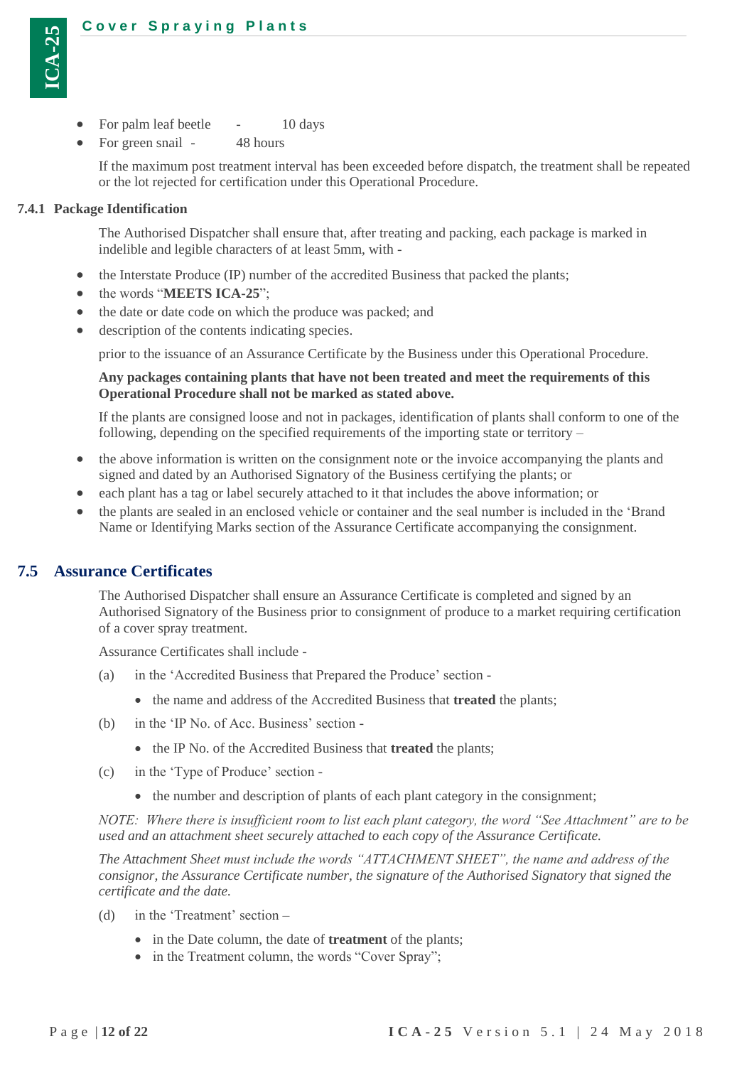- For palm leaf beetle - 10 days
- For green snail - 48 hours

If the maximum post treatment interval has been exceeded before dispatch, the treatment shall be repeated or the lot rejected for certification under this Operational Procedure.

### 7.4.1 Package Identification

The Authorised Dispatcher shall ensure that, after treating and packing, each package is marked in indelible and legible characters of at least 5mm, with -

- the Interstate Produce (IP) number of the accredited Business that packed the plants;
- the words "**MEETS ICA-25**";
- the date or date code on which the produce was packed; and
- description of the contents indicating species.

prior to the issuance of an Assurance Certificate by the Business under this Operational Procedure.

**Any packages containing plants that have not been treated and meet the requirements of this Operational Procedure shall not be marked as stated above.**

If the plants are consigned loose and not in packages, identification of plants shall conform to one of the following, depending on the specified requirements of the importing state or territory –

- the above information is written on the consignment note or the invoice accompanying the plants and signed and dated by an Authorised Signatory of the Business certifying the plants; or
- each plant has a tag or label securely attached to it that includes the above information; or
- the plants are sealed in an enclosed vehicle or container and the seal number is included in the 'Brand Name or Identifying Marks section of the Assurance Certificate accompanying the consignment.

## 7.5 Assurance Certificates

The Authorised Dispatcher shall ensure an Assurance Certificate is completed and signed by an Authorised Signatory of the Business prior to consignment of produce to a market requiring certification of a cover spray treatment.

Assurance Certificates shall include -

(a) in the 'Accredited Business that Prepared the Produce' section -

- the name and address of the Accredited Business that **treated** the plants;

(b) in the 'IP No. of Acc. Business' section -

- the IP No. of the Accredited Business that **treated** the plants;

(c) in the 'Type of Produce' section -

- the number and description of plants of each plant category in the consignment;

*NOTE: Where there is insufficient room to list each plant category, the word "See Attachment" are to be used and an attachment sheet securely attached to each copy of the Assurance Certificate.*

*The Attachment Sheet must include the words "ATTACHMENT SHEET", the name and address of the consignor, the Assurance Certificate number, the signature of the Authorised Signatory that signed the certificate and the date.*

(d) in the 'Treatment' section –

- in the Date column, the date of **treatment** of the plants;
- in the Treatment column, the words "Cover Spray";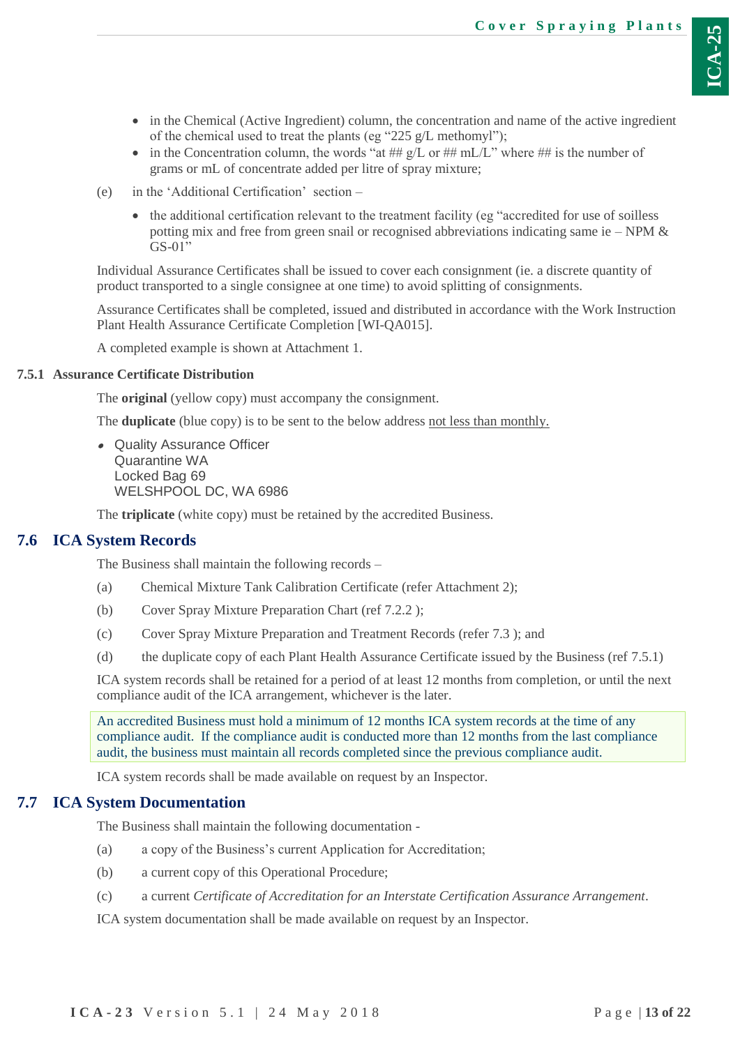- in the Chemical (Active Ingredient) column, the concentration and name of the active ingredient of the chemical used to treat the plants (eg "225 g/L methomyl");
- in the Concentration column, the words "at ## g/L or ## mL/L" where ## is the number of grams or mL of concentrate added per litre of spray mixture;

(e) in the 'Additional Certification' section –

- the additional certification relevant to the treatment facility (eg "accredited for use of soilless potting mix and free from green snail or recognised abbreviations indicating same ie – NPM & GS-01"

Individual Assurance Certificates shall be issued to cover each consignment (ie. a discrete quantity of product transported to a single consignee at one time) to avoid splitting of consignments.

Assurance Certificates shall be completed, issued and distributed in accordance with the Work Instruction Plant Health Assurance Certificate Completion [WI-QA015].

A completed example is shown at Attachment 1.

### 7.5.1 Assurance Certificate Distribution

The **original** (yellow copy) must accompany the consignment.

The **duplicate** (blue copy) is to be sent to the below address <u>not less than monthly.</u>

- Quality Assurance Officer  
  Quarantine WA  
  Locked Bag 69  
  WELSHPOOL DC, WA 6986

The **triplicate** (white copy) must be retained by the accredited Business.

## 7.6 ICA System Records

The Business shall maintain the following records –

(a) Chemical Mixture Tank Calibration Certificate (refer Attachment 2);

(b) Cover Spray Mixture Preparation Chart (ref 7.2.2 );

(c) Cover Spray Mixture Preparation and Treatment Records (refer 7.3 ); and

(d) the duplicate copy of each Plant Health Assurance Certificate issued by the Business (ref 7.5.1)

ICA system records shall be retained for a period of at least 12 months from completion, or until the next compliance audit of the ICA arrangement, whichever is the later.

An accredited Business must hold a minimum of 12 months ICA system records at the time of any compliance audit. If the compliance audit is conducted more than 12 months from the last compliance audit, the business must maintain all records completed since the previous compliance audit.

ICA system records shall be made available on request by an Inspector.

## 7.7 ICA System Documentation

The Business shall maintain the following documentation -

(a) a copy of the Business's current Application for Accreditation;

(b) a current copy of this Operational Procedure;

(c) a current *Certificate of Accreditation for an Interstate Certification Assurance Arrangement*.

ICA system documentation shall be made available on request by an Inspector.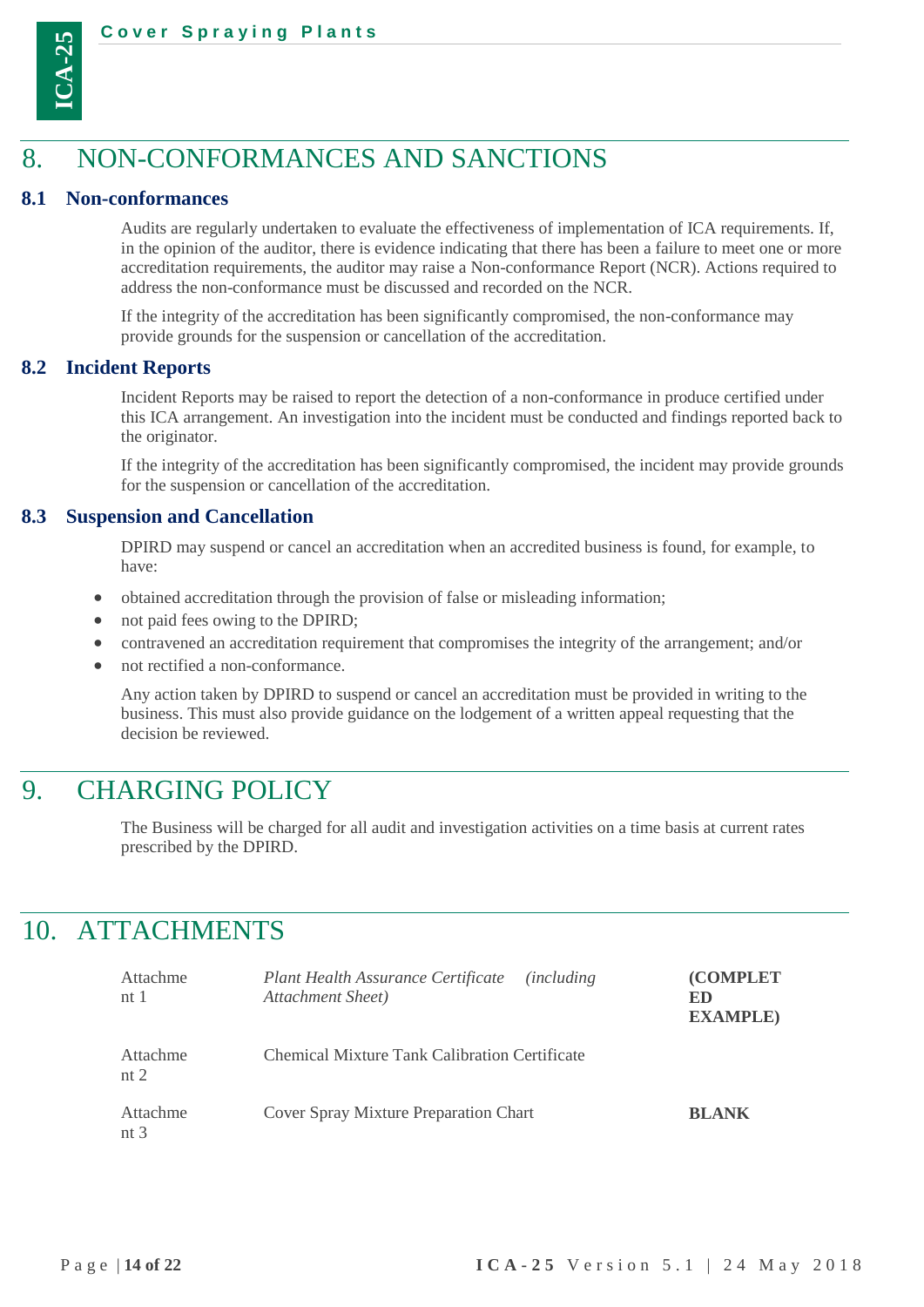# 8. NON-CONFORMANCES AND SANCTIONS

## 8.1 Non-conformances

Audits are regularly undertaken to evaluate the effectiveness of implementation of ICA requirements. If, in the opinion of the auditor, there is evidence indicating that there has been a failure to meet one or more accreditation requirements, the auditor may raise a Non-conformance Report (NCR). Actions required to address the non-conformance must be discussed and recorded on the NCR.

If the integrity of the accreditation has been significantly compromised, the non-conformance may provide grounds for the suspension or cancellation of the accreditation.

## 8.2 Incident Reports

Incident Reports may be raised to report the detection of a non-conformance in produce certified under this ICA arrangement. An investigation into the incident must be conducted and findings reported back to the originator.

If the integrity of the accreditation has been significantly compromised, the incident may provide grounds for the suspension or cancellation of the accreditation.

## 8.3 Suspension and Cancellation

DPIRD may suspend or cancel an accreditation when an accredited business is found, for example, to have:

- obtained accreditation through the provision of false or misleading information;
- not paid fees owing to the DPIRD;
- contravened an accreditation requirement that compromises the integrity of the arrangement; and/or
- not rectified a non-conformance.

Any action taken by DPIRD to suspend or cancel an accreditation must be provided in writing to the business. This must also provide guidance on the lodgement of a written appeal requesting that the decision be reviewed.

# 9. CHARGING POLICY

The Business will be charged for all audit and investigation activities on a time basis at current rates prescribed by the DPIRD.

# 10. ATTACHMENTS

| | | |
|---|---|---|
| Attachment 1 | *Plant Health Assurance Certificate (including Attachment Sheet)* | **(COMPLETED EXAMPLE)** |
| Attachment 2 | Chemical Mixture Tank Calibration Certificate | |
| Attachment 3 | Cover Spray Mixture Preparation Chart | **BLANK** |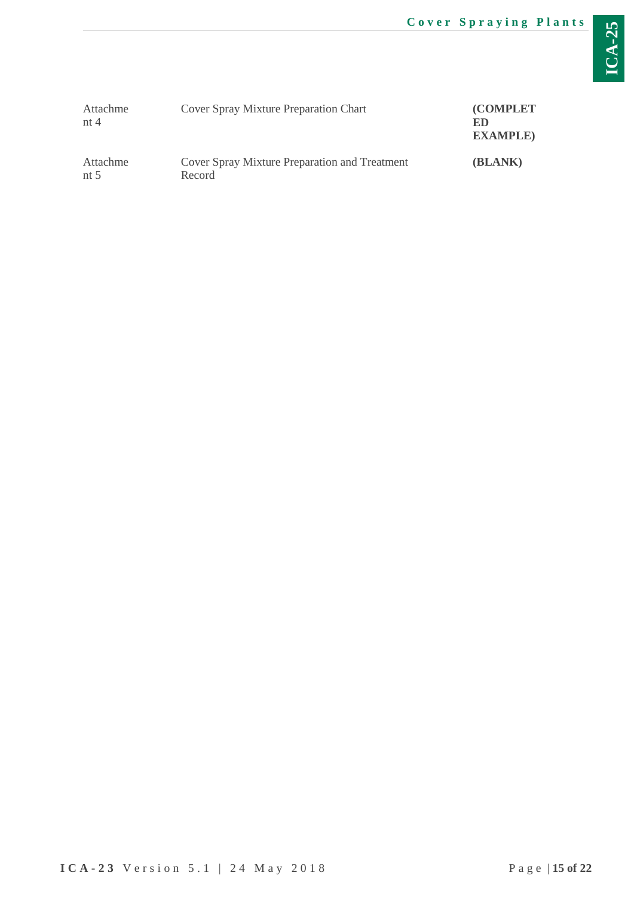| | | |
|---|---|---|
| Attachment 4 | Cover Spray Mixture Preparation Chart | **(COMPLETED EXAMPLE)** |
| Attachment 5 | Cover Spray Mixture Preparation and Treatment Record | **(BLANK)** |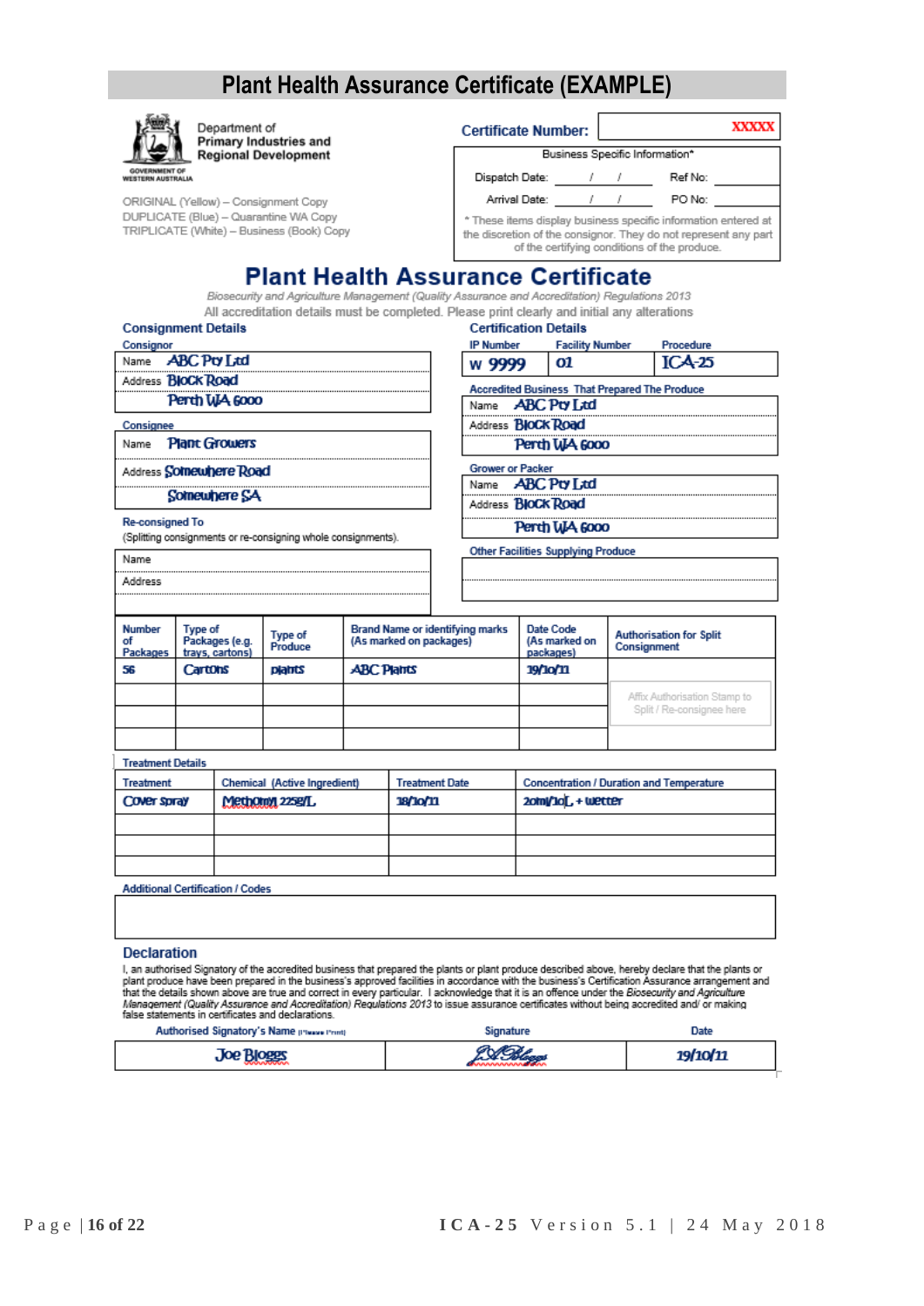# Plant Health Assurance Certificate (EXAMPLE)

Department of Primary Industries and Regional Development

GOVERNMENT OF WESTERN AUSTRALIA

ORIGINAL (Yellow) – Consignment Copy
DUPLICATE (Blue) – Quarantine WA Copy
TRIPLICATE (White) – Business (Book) Copy

**Certificate Number:** XXXXX

| Business Specific Information* | | | |
|---|---|---|---|
| Dispatch Date: | / / | Ref No: | |
| Arrival Date: | / / | PO No: | |

* These items display business specific information entered at the discretion of the consignor. They do not represent any part of the certifying conditions of the produce.

## Plant Health Assurance Certificate

*Biosecurity and Agriculture Management (Quality Assurance and Accreditation) Regulations 2013*

All accreditation details must be completed. Please print clearly and initial any alterations

### Consignment Details

**Consignor**

| | |
|---|---|
| Name | ABC Pty Ltd |
| Address | Block Road |
| | Perth WA 6000 |

**Consignee**

| | |
|---|---|
| Name | Plant Growers |
| Address | Somewhere Road |
| | Somewhere SA |

**Re-consigned To**
(Splitting consignments or re-consigning whole consignments).

| | |
|---|---|
| Name | |
| Address | |

### Certification Details

| IP Number | Facility Number | Procedure |
|---|---|---|
| W 9999 | 01 | ICA-25 |

**Accredited Business That Prepared The Produce**

| | |
|---|---|
| Name | ABC Pty Ltd |
| Address | Block Road |
| | Perth WA 6000 |

**Grower or Packer**

| | |
|---|---|
| Name | ABC Pty Ltd |
| Address | Block Road |
| | Perth WA 6000 |

**Other Facilities Supplying Produce**

| |
|---|
| |
| |

| Number of Packages | Type of Packages (e.g. trays, cartons) | Type of Produce | Brand Name or identifying marks (As marked on packages) | Date Code (As marked on packages) | Authorisation for Split Consignment |
|---|---|---|---|---|---|
| 56 | Cartons | plants | ABC Plants | 19/10/11 | |
| | | | | | Affix Authorisation Stamp to Split / Re-consignee here |
| | | | | | |
| | | | | | |

**Treatment Details**

| Treatment | Chemical (Active Ingredient) | Treatment Date | Concentration / Duration and Temperature |
|---|---|---|---|
| Cover spray | Methomyl 225g/L | 18/10/11 | 20ml/10L + wetter |
| | | | |
| | | | |
| | | | |

**Additional Certification / Codes**

| |
|---|
| |

### Declaration

I, an authorised Signatory of the accredited business that prepared the plants or plant produce described above, hereby declare that the plants or plant produce have been prepared in the business's approved facilities in accordance with the business's Certification Assurance arrangement and that the details shown above are true and correct in every particular. I acknowledge that it is an offence under the *Biosecurity and Agriculture Management (Quality Assurance and Accreditation) Regulations 2013* to issue assurance certificates without being accredited and/ or making false statements in certificates and declarations.

| Authorised Signatory's Name (Please Print) | Signature | Date |
|---|---|---|
| Joe Bloggs | JBloggs | 19/10/11 |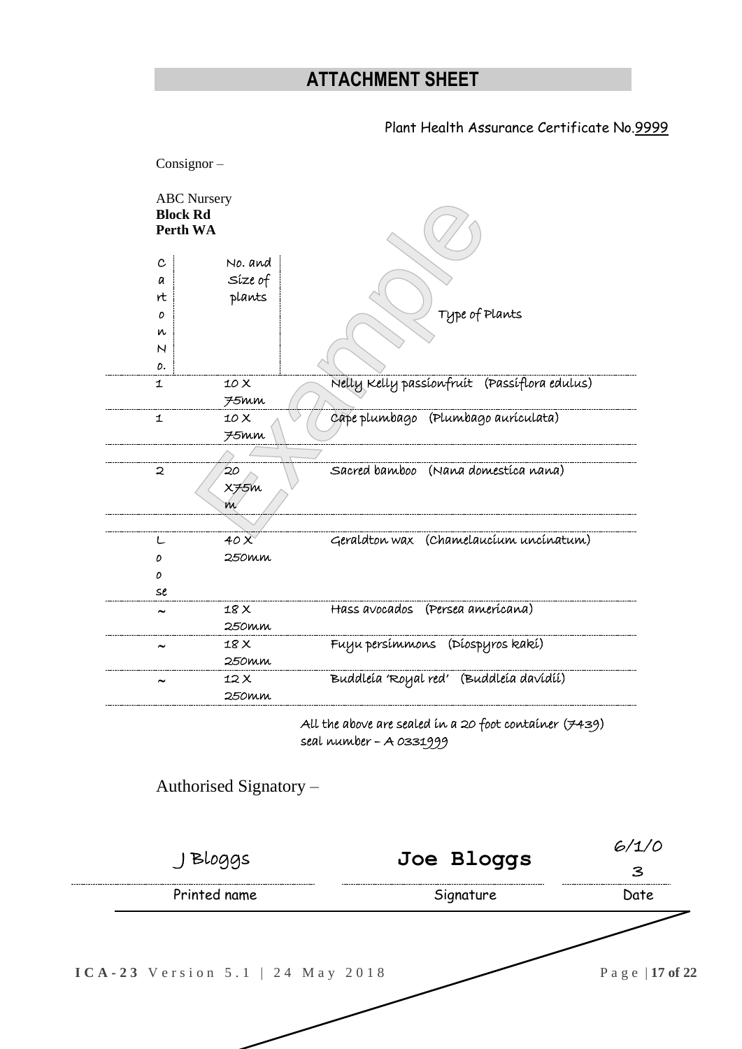# ATTACHMENT SHEET

Plant Health Assurance Certificate No.9999

Consignor –

ABC Nursery
**Block Rd**
**Perth WA**

| Carton No. | No. and Size of plants | Type of Plants |
|---|---|---|
| 1 | 10 X 75mm | Nelly Kelly passionfruit (Passiflora edulus) |
| 1 | 10 X 75mm | Cape plumbago (Plumbago auriculata) |
| | | |
| 2 | 20 X75mm | Sacred bamboo (Nana domestica nana) |
| | | |
| Loose | 40 X 250mm | Geraldton wax (Chamelaucium uncinatum) |
| ~ | 18 X 250mm | Hass avocados (Persea americana) |
| ~ | 18 X 250mm | Fuyu persimmons (Diospyros kaki) |
| ~ | 12 X 250mm | Buddleia 'Royal red' (Buddleia davidii) |

All the above are sealed in a 20 foot container (7439)
seal number – A 0331999

Authorised Signatory –

| J Bloggs | Joe Bloggs | 6/1/03 |
|---|---|---|
| Printed name | Signature | Date |

Example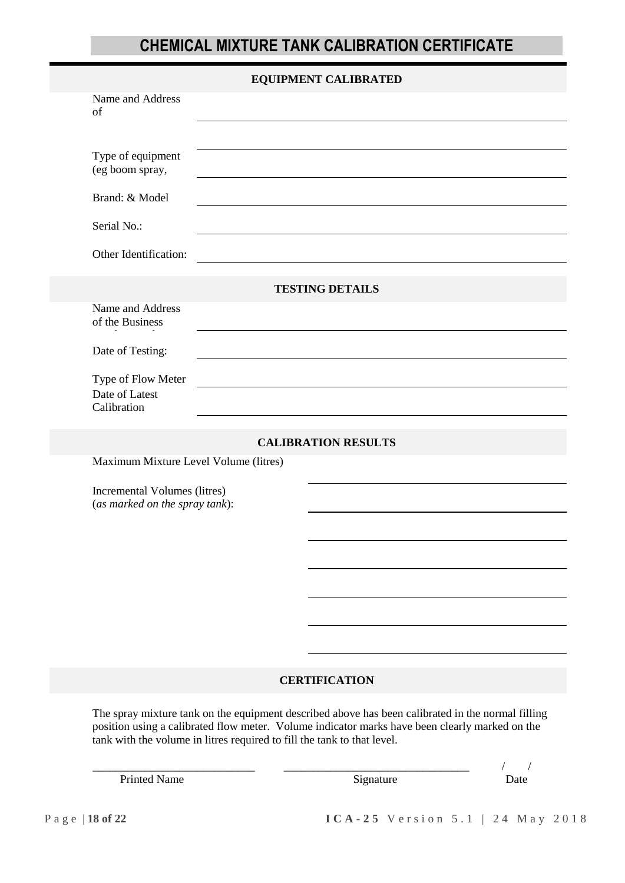# CHEMICAL MIXTURE TANK CALIBRATION CERTIFICATE

## EQUIPMENT CALIBRATED

Name and Address of ______________________________

______________________________

Type of equipment (eg boom spray, ______________________________

Brand: & Model ______________________________

Serial No.: ______________________________

Other Identification: ______________________________

## TESTING DETAILS

Name and Address of the Business ______________________________

Date of Testing: ______________________________

Type of Flow Meter ______________________________

Date of Latest Calibration ______________________________

## CALIBRATION RESULTS

Maximum Mixture Level Volume (litres) ______________________________

Incremental Volumes (litres) (*as marked on the spray tank*): ______________________________

______________________________

______________________________

______________________________

______________________________

______________________________

## CERTIFICATION

The spray mixture tank on the equipment described above has been calibrated in the normal filling position using a calibrated flow meter. Volume indicator marks have been clearly marked on the tank with the volume in litres required to fill the tank to that level.

| ____________________________ | ________________________________ | / / |
|---|---|---|
| Printed Name | Signature | Date |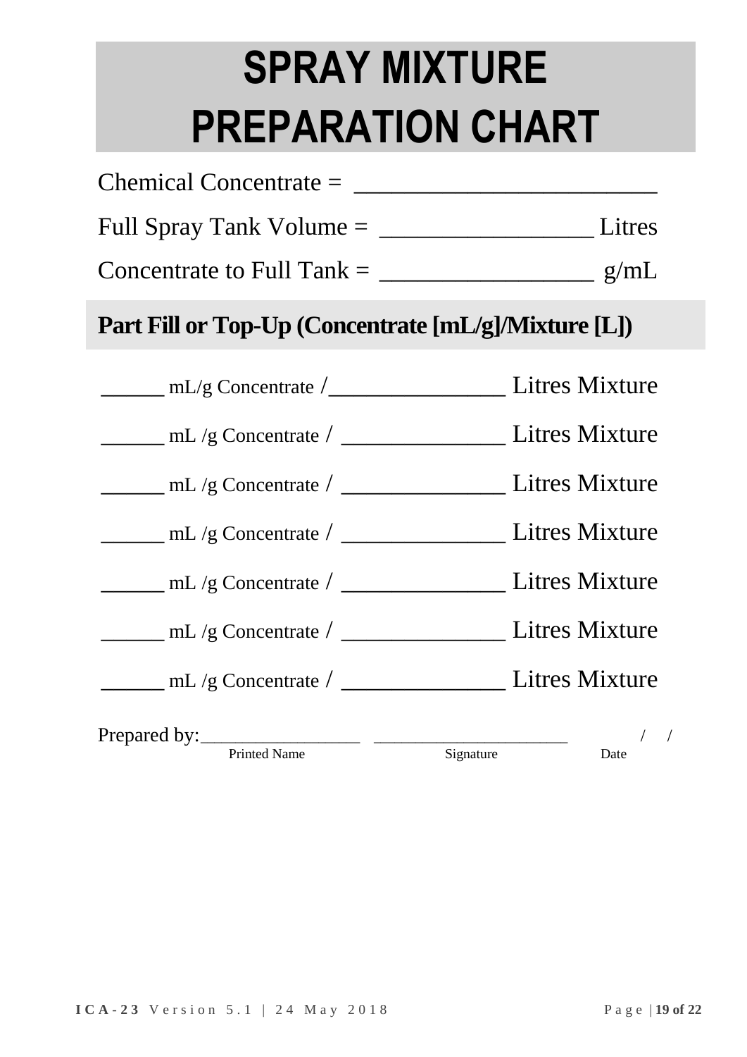# SPRAY MIXTURE PREPARATION CHART

Chemical Concentrate = ________________________

Full Spray Tank Volume = _________________ Litres

Concentrate to Full Tank = _________________ g/mL

## Part Fill or Top-Up (Concentrate [mL/g]/Mixture [L])

______ mL/g Concentrate /________________ Litres Mixture

______ mL /g Concentrate / _______________ Litres Mixture

______ mL /g Concentrate / _______________ Litres Mixture

______ mL /g Concentrate / _______________ Litres Mixture

______ mL /g Concentrate / _______________ Litres Mixture

______ mL /g Concentrate / _______________ Litres Mixture

______ mL /g Concentrate / _______________ Litres Mixture

Prepared by:_________________ _____________________ / /

Printed Name Signature Date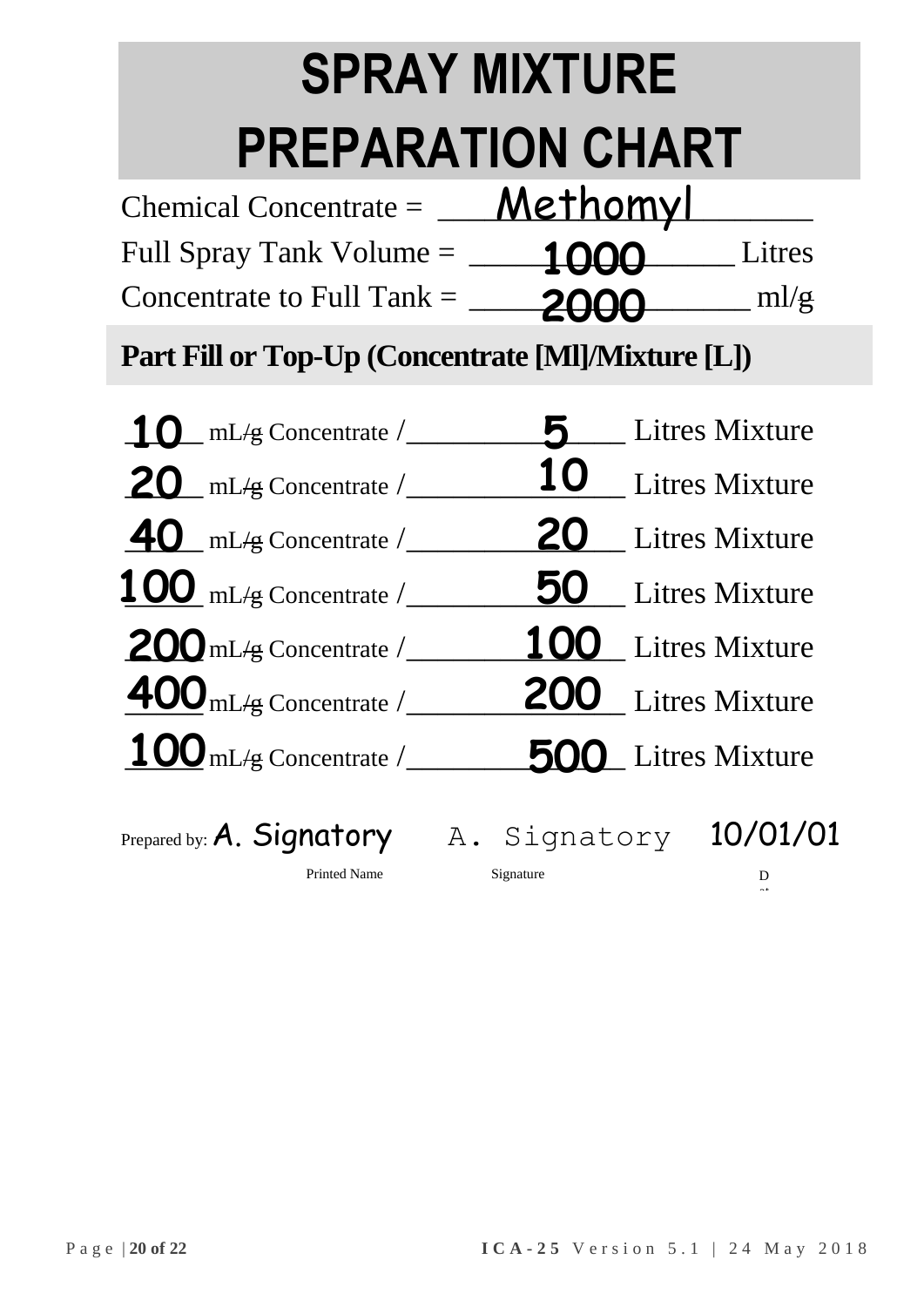# SPRAY MIXTURE PREPARATION CHART

Chemical Concentrate = Methomyl

Full Spray Tank Volume = 1000 Litres

Concentrate to Full Tank = 2000 ml/~~g~~

## Part Fill or Top-Up (Concentrate [Ml]/Mixture [L])

10 mL/~~g~~ Concentrate / 5 Litres Mixture

20 mL/~~g~~ Concentrate / 10 Litres Mixture

40 mL/~~g~~ Concentrate / 20 Litres Mixture

100 mL/~~g~~ Concentrate / 50 Litres Mixture

200 mL/~~g~~ Concentrate / 100 Litres Mixture

400 mL/~~g~~ Concentrate / 200 Litres Mixture

100 mL/~~g~~ Concentrate / 500 Litres Mixture

Prepared by: A. Signatory A. Signatory 10/01/01

Printed Name Signature D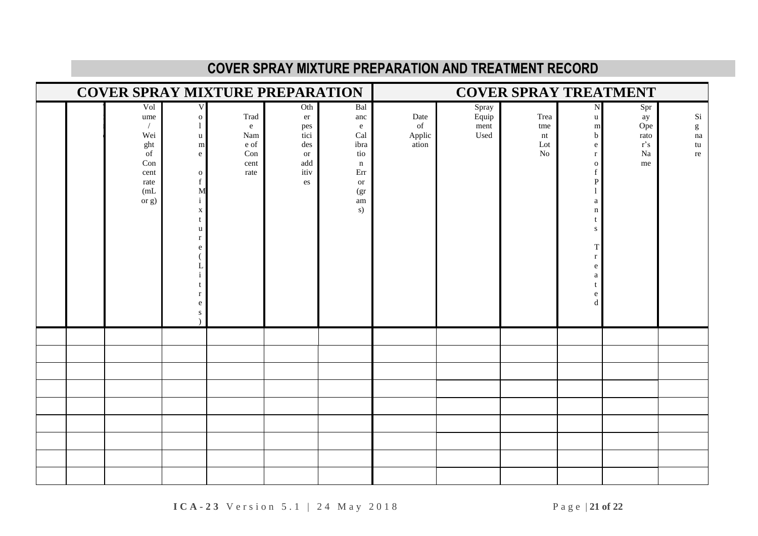## COVER SPRAY MIXTURE PREPARATION AND TREATMENT RECORD

| COVER SPRAY MIXTURE PREPARATION | | | | | | | COVER SPRAY TREATMENT | | | | | |
|---|---|---|---|---|---|---|---|---|---|---|---|---|
| | | Volume / Weight of Concentrate (mL or g) | Volume of Mixture (Litres) | Trade Name of Concentrate | Other pesticides or additives | Balance Calibration Error (grams) | Date of Application | Spray Equipment Used | Treatment Lot No | Number of Plants Treated | Sprayer Operator's Name | Signature |
| | | | | | | | | | | | | |
| | | | | | | | | | | | | |
| | | | | | | | | | | | | |
| | | | | | | | | | | | | |
| | | | | | | | | | | | | |
| | | | | | | | | | | | | |
| | | | | | | | | | | | | |
| | | | | | | | | | | | | |
| | | | | | | | | | | | | |